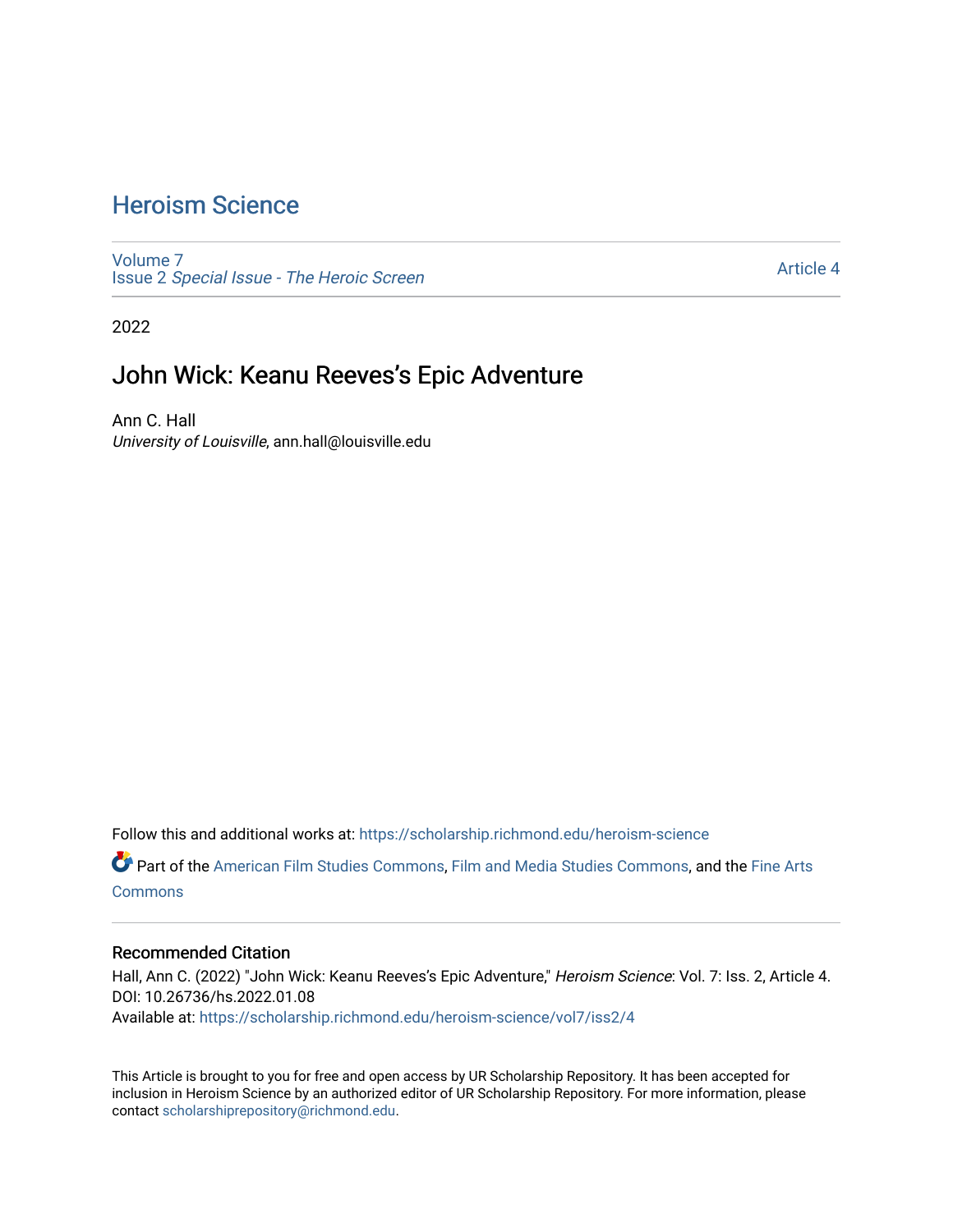# Heroism Science

Volume 7
Issue 2 *Special Issue - The Heroic Screen*

Article 4

2022

## John Wick: Keanu Reeves's Epic Adventure

Ann C. Hall
*University of Louisville*, ann.hall@louisville.edu

Follow this and additional works at: https://scholarship.richmond.edu/heroism-science

Part of the American Film Studies Commons, Film and Media Studies Commons, and the Fine Arts Commons

### Recommended Citation

Hall, Ann C. (2022) "John Wick: Keanu Reeves's Epic Adventure," *Heroism Science*: Vol. 7: Iss. 2, Article 4.
DOI: 10.26736/hs.2022.01.08
Available at: https://scholarship.richmond.edu/heroism-science/vol7/iss2/4

This Article is brought to you for free and open access by UR Scholarship Repository. It has been accepted for inclusion in Heroism Science by an authorized editor of UR Scholarship Repository. For more information, please contact scholarshiprepository@richmond.edu.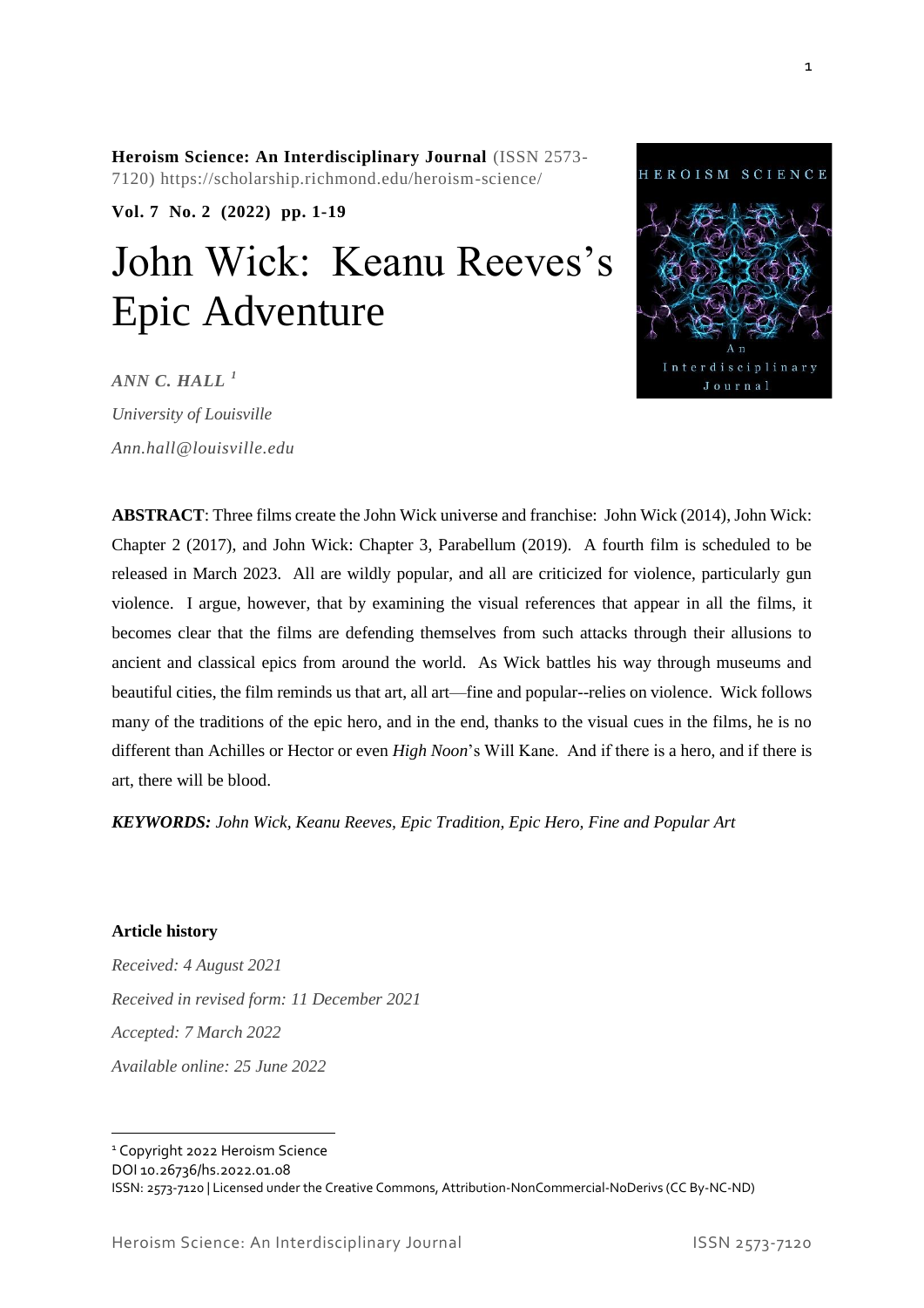**Heroism Science: An Interdisciplinary Journal** (ISSN 2573-7120) https://scholarship.richmond.edu/heroism-science/

**Vol. 7 No. 2 (2022) pp. 1-19**

# John Wick: Keanu Reeves's Epic Adventure

***ANN C. HALL*** [1]

*University of Louisville*

*Ann.hall@louisville.edu*

**ABSTRACT**: Three films create the John Wick universe and franchise: John Wick (2014), John Wick: Chapter 2 (2017), and John Wick: Chapter 3, Parabellum (2019). A fourth film is scheduled to be released in March 2023. All are wildly popular, and all are criticized for violence, particularly gun violence. I argue, however, that by examining the visual references that appear in all the films, it becomes clear that the films are defending themselves from such attacks through their allusions to ancient and classical epics from around the world. As Wick battles his way through museums and beautiful cities, the film reminds us that art, all art—fine and popular--relies on violence. Wick follows many of the traditions of the epic hero, and in the end, thanks to the visual cues in the films, he is no different than Achilles or Hector or even *High Noon*'s Will Kane. And if there is a hero, and if there is art, there will be blood.

***KEYWORDS:*** *John Wick, Keanu Reeves, Epic Tradition, Epic Hero, Fine and Popular Art*

**Article history**

*Received: 4 August 2021*

*Received in revised form: 11 December 2021*

*Accepted: 7 March 2022*

*Available online: 25 June 2022*

---

[1] Copyright 2022 Heroism Science
DOI 10.26736/hs.2022.01.08
ISSN: 2573-7120 | Licensed under the Creative Commons, Attribution-NonCommercial-NoDerivs (CC By-NC-ND)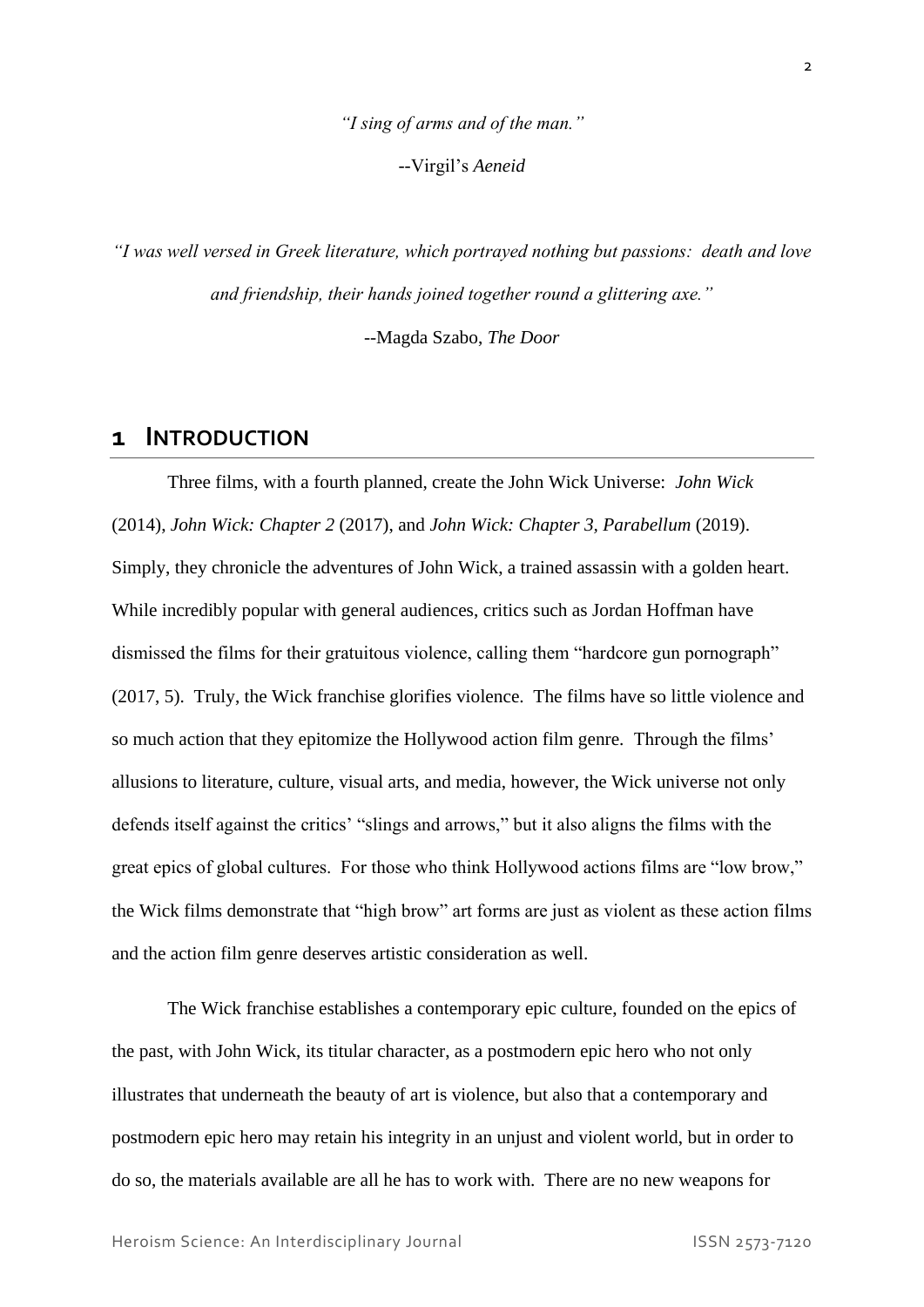*"I sing of arms and of the man."*

--Virgil's *Aeneid*

*"I was well versed in Greek literature, which portrayed nothing but passions: death and love and friendship, their hands joined together round a glittering axe."*

--Magda Szabo, *The Door*

# 1 INTRODUCTION

Three films, with a fourth planned, create the John Wick Universe: *John Wick* (2014), *John Wick: Chapter 2* (2017), and *John Wick: Chapter 3, Parabellum* (2019). Simply, they chronicle the adventures of John Wick, a trained assassin with a golden heart. While incredibly popular with general audiences, critics such as Jordan Hoffman have dismissed the films for their gratuitous violence, calling them "hardcore gun pornograph" (2017, 5). Truly, the Wick franchise glorifies violence. The films have so little violence and so much action that they epitomize the Hollywood action film genre. Through the films' allusions to literature, culture, visual arts, and media, however, the Wick universe not only defends itself against the critics' "slings and arrows," but it also aligns the films with the great epics of global cultures. For those who think Hollywood actions films are "low brow," the Wick films demonstrate that "high brow" art forms are just as violent as these action films and the action film genre deserves artistic consideration as well.

The Wick franchise establishes a contemporary epic culture, founded on the epics of the past, with John Wick, its titular character, as a postmodern epic hero who not only illustrates that underneath the beauty of art is violence, but also that a contemporary and postmodern epic hero may retain his integrity in an unjust and violent world, but in order to do so, the materials available are all he has to work with. There are no new weapons for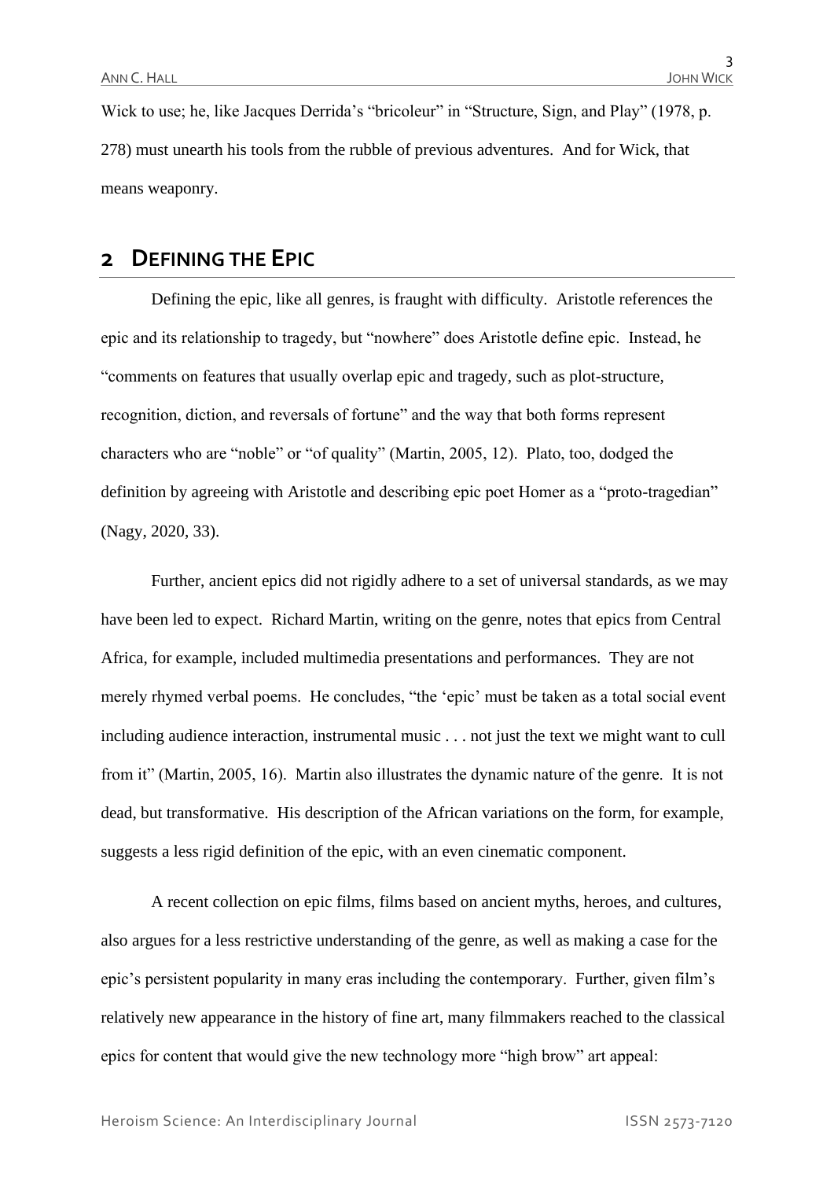Wick to use; he, like Jacques Derrida's "bricoleur" in "Structure, Sign, and Play" (1978, p. 278) must unearth his tools from the rubble of previous adventures. And for Wick, that means weaponry.

## 2 DEFINING THE EPIC

Defining the epic, like all genres, is fraught with difficulty. Aristotle references the epic and its relationship to tragedy, but "nowhere" does Aristotle define epic. Instead, he "comments on features that usually overlap epic and tragedy, such as plot-structure, recognition, diction, and reversals of fortune" and the way that both forms represent characters who are "noble" or "of quality" (Martin, 2005, 12). Plato, too, dodged the definition by agreeing with Aristotle and describing epic poet Homer as a "proto-tragedian" (Nagy, 2020, 33).

Further, ancient epics did not rigidly adhere to a set of universal standards, as we may have been led to expect. Richard Martin, writing on the genre, notes that epics from Central Africa, for example, included multimedia presentations and performances. They are not merely rhymed verbal poems. He concludes, "the 'epic' must be taken as a total social event including audience interaction, instrumental music . . . not just the text we might want to cull from it" (Martin, 2005, 16). Martin also illustrates the dynamic nature of the genre. It is not dead, but transformative. His description of the African variations on the form, for example, suggests a less rigid definition of the epic, with an even cinematic component.

A recent collection on epic films, films based on ancient myths, heroes, and cultures, also argues for a less restrictive understanding of the genre, as well as making a case for the epic's persistent popularity in many eras including the contemporary. Further, given film's relatively new appearance in the history of fine art, many filmmakers reached to the classical epics for content that would give the new technology more "high brow" art appeal: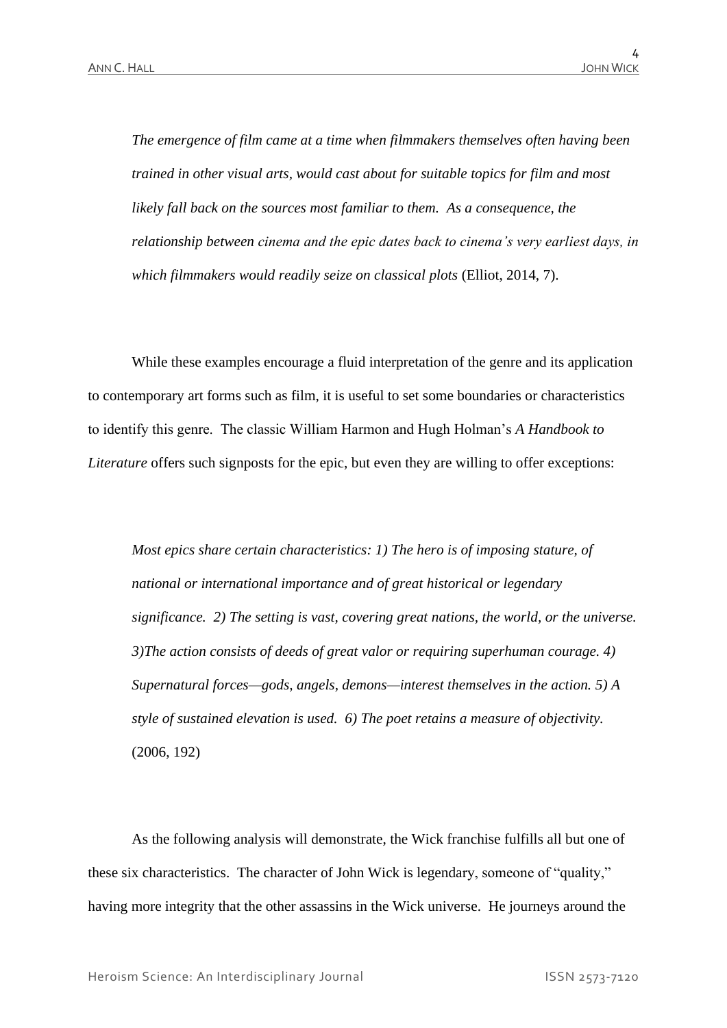> *The emergence of film came at a time when filmmakers themselves often having been trained in other visual arts, would cast about for suitable topics for film and most likely fall back on the sources most familiar to them. As a consequence, the relationship between cinema and the epic dates back to cinema's very earliest days, in which filmmakers would readily seize on classical plots* (Elliot, 2014, 7).

While these examples encourage a fluid interpretation of the genre and its application to contemporary art forms such as film, it is useful to set some boundaries or characteristics to identify this genre. The classic William Harmon and Hugh Holman's *A Handbook to Literature* offers such signposts for the epic, but even they are willing to offer exceptions:

> *Most epics share certain characteristics: 1) The hero is of imposing stature, of national or international importance and of great historical or legendary significance. 2) The setting is vast, covering great nations, the world, or the universe. 3)The action consists of deeds of great valor or requiring superhuman courage. 4) Supernatural forces—gods, angels, demons—interest themselves in the action. 5) A style of sustained elevation is used. 6) The poet retains a measure of objectivity.* (2006, 192)

As the following analysis will demonstrate, the Wick franchise fulfills all but one of these six characteristics. The character of John Wick is legendary, someone of "quality," having more integrity that the other assassins in the Wick universe. He journeys around the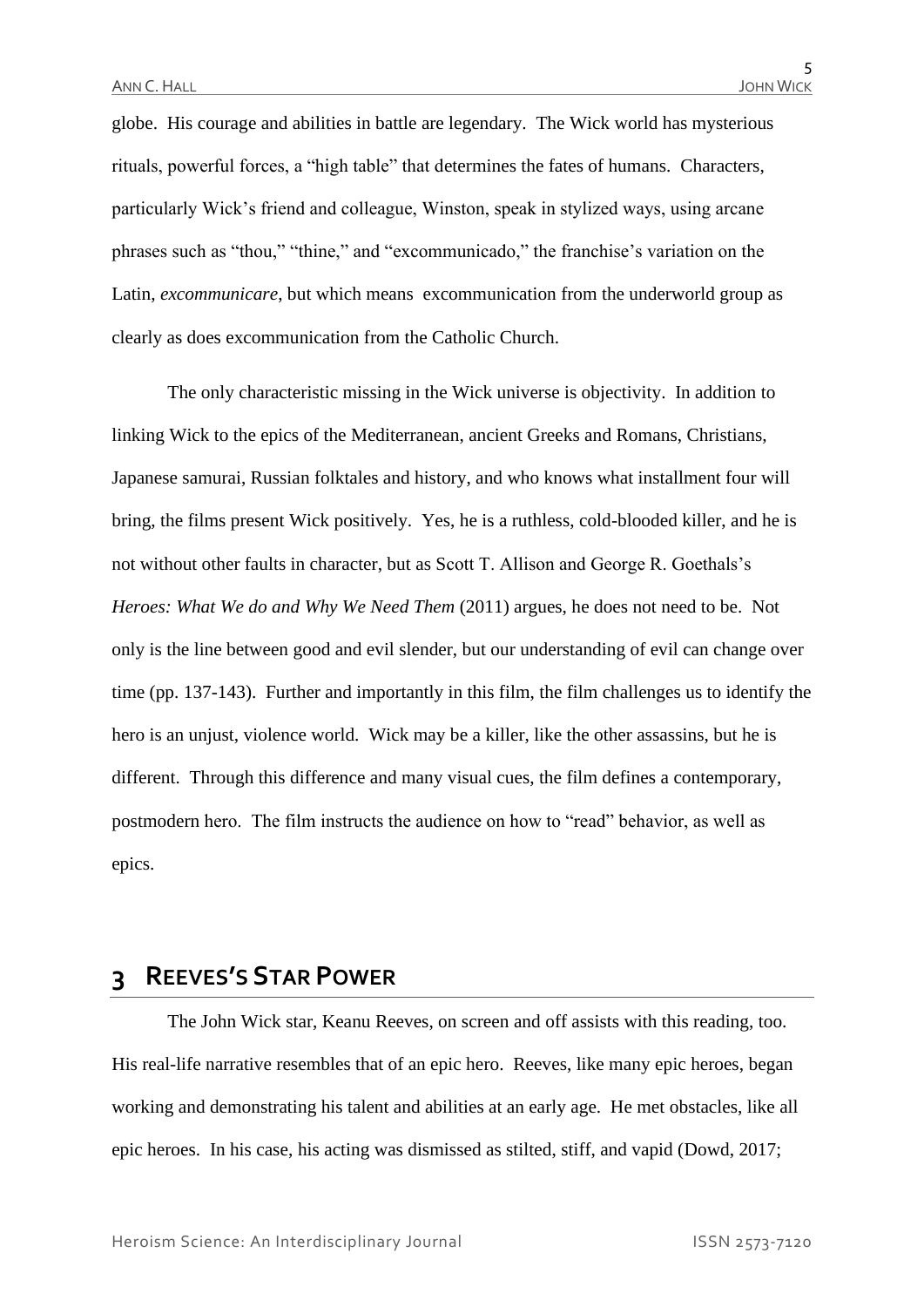globe. His courage and abilities in battle are legendary. The Wick world has mysterious rituals, powerful forces, a "high table" that determines the fates of humans. Characters, particularly Wick's friend and colleague, Winston, speak in stylized ways, using arcane phrases such as "thou," "thine," and "excommunicado," the franchise's variation on the Latin, *excommunicare*, but which means excommunication from the underworld group as clearly as does excommunication from the Catholic Church.

The only characteristic missing in the Wick universe is objectivity. In addition to linking Wick to the epics of the Mediterranean, ancient Greeks and Romans, Christians, Japanese samurai, Russian folktales and history, and who knows what installment four will bring, the films present Wick positively. Yes, he is a ruthless, cold-blooded killer, and he is not without other faults in character, but as Scott T. Allison and George R. Goethals's *Heroes: What We do and Why We Need Them* (2011) argues, he does not need to be. Not only is the line between good and evil slender, but our understanding of evil can change over time (pp. 137-143). Further and importantly in this film, the film challenges us to identify the hero is an unjust, violence world. Wick may be a killer, like the other assassins, but he is different. Through this difference and many visual cues, the film defines a contemporary, postmodern hero. The film instructs the audience on how to "read" behavior, as well as epics.

# 3 Reeves's Star Power

The John Wick star, Keanu Reeves, on screen and off assists with this reading, too. His real-life narrative resembles that of an epic hero. Reeves, like many epic heroes, began working and demonstrating his talent and abilities at an early age. He met obstacles, like all epic heroes. In his case, his acting was dismissed as stilted, stiff, and vapid (Dowd, 2017;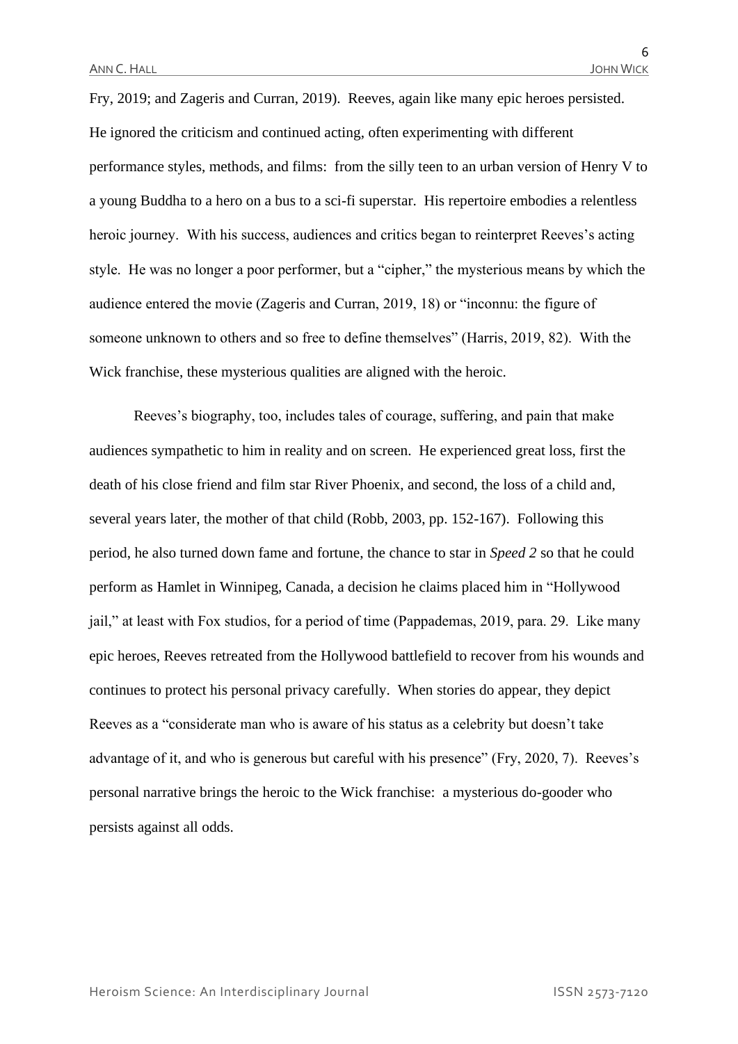Fry, 2019; and Zageris and Curran, 2019). Reeves, again like many epic heroes persisted. He ignored the criticism and continued acting, often experimenting with different performance styles, methods, and films: from the silly teen to an urban version of Henry V to a young Buddha to a hero on a bus to a sci-fi superstar. His repertoire embodies a relentless heroic journey. With his success, audiences and critics began to reinterpret Reeves's acting style. He was no longer a poor performer, but a "cipher," the mysterious means by which the audience entered the movie (Zageris and Curran, 2019, 18) or "inconnu: the figure of someone unknown to others and so free to define themselves" (Harris, 2019, 82). With the Wick franchise, these mysterious qualities are aligned with the heroic.

Reeves's biography, too, includes tales of courage, suffering, and pain that make audiences sympathetic to him in reality and on screen. He experienced great loss, first the death of his close friend and film star River Phoenix, and second, the loss of a child and, several years later, the mother of that child (Robb, 2003, pp. 152-167). Following this period, he also turned down fame and fortune, the chance to star in *Speed 2* so that he could perform as Hamlet in Winnipeg, Canada, a decision he claims placed him in "Hollywood jail," at least with Fox studios, for a period of time (Pappademas, 2019, para. 29. Like many epic heroes, Reeves retreated from the Hollywood battlefield to recover from his wounds and continues to protect his personal privacy carefully. When stories do appear, they depict Reeves as a "considerate man who is aware of his status as a celebrity but doesn't take advantage of it, and who is generous but careful with his presence" (Fry, 2020, 7). Reeves's personal narrative brings the heroic to the Wick franchise: a mysterious do-gooder who persists against all odds.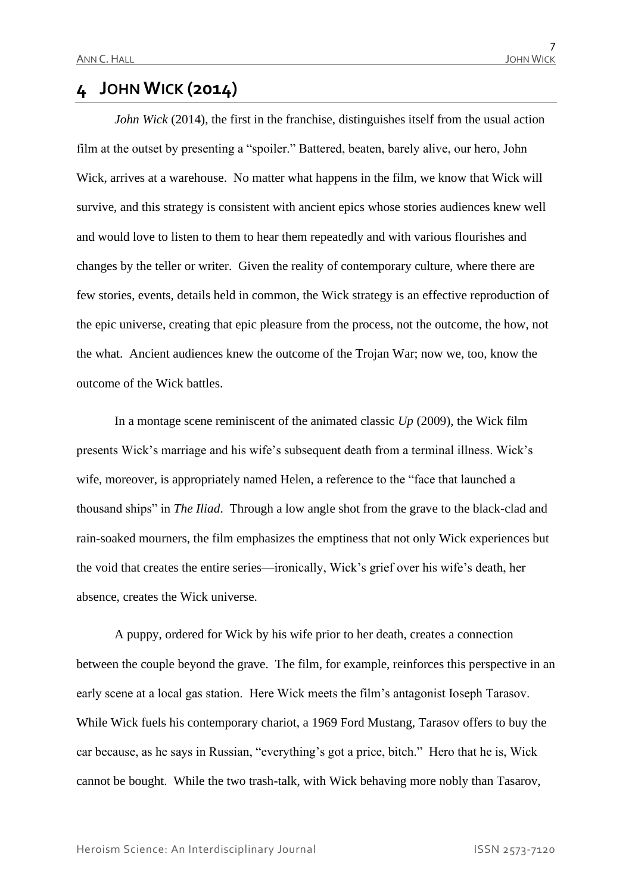# 4 JOHN WICK (2014)

*John Wick* (2014), the first in the franchise, distinguishes itself from the usual action film at the outset by presenting a "spoiler." Battered, beaten, barely alive, our hero, John Wick, arrives at a warehouse. No matter what happens in the film, we know that Wick will survive, and this strategy is consistent with ancient epics whose stories audiences knew well and would love to listen to them to hear them repeatedly and with various flourishes and changes by the teller or writer. Given the reality of contemporary culture, where there are few stories, events, details held in common, the Wick strategy is an effective reproduction of the epic universe, creating that epic pleasure from the process, not the outcome, the how, not the what. Ancient audiences knew the outcome of the Trojan War; now we, too, know the outcome of the Wick battles.

In a montage scene reminiscent of the animated classic *Up* (2009), the Wick film presents Wick's marriage and his wife's subsequent death from a terminal illness. Wick's wife, moreover, is appropriately named Helen, a reference to the "face that launched a thousand ships" in *The Iliad*. Through a low angle shot from the grave to the black-clad and rain-soaked mourners, the film emphasizes the emptiness that not only Wick experiences but the void that creates the entire series—ironically, Wick's grief over his wife's death, her absence, creates the Wick universe.

A puppy, ordered for Wick by his wife prior to her death, creates a connection between the couple beyond the grave. The film, for example, reinforces this perspective in an early scene at a local gas station. Here Wick meets the film's antagonist Ioseph Tarasov. While Wick fuels his contemporary chariot, a 1969 Ford Mustang, Tarasov offers to buy the car because, as he says in Russian, "everything's got a price, bitch." Hero that he is, Wick cannot be bought. While the two trash-talk, with Wick behaving more nobly than Tasarov,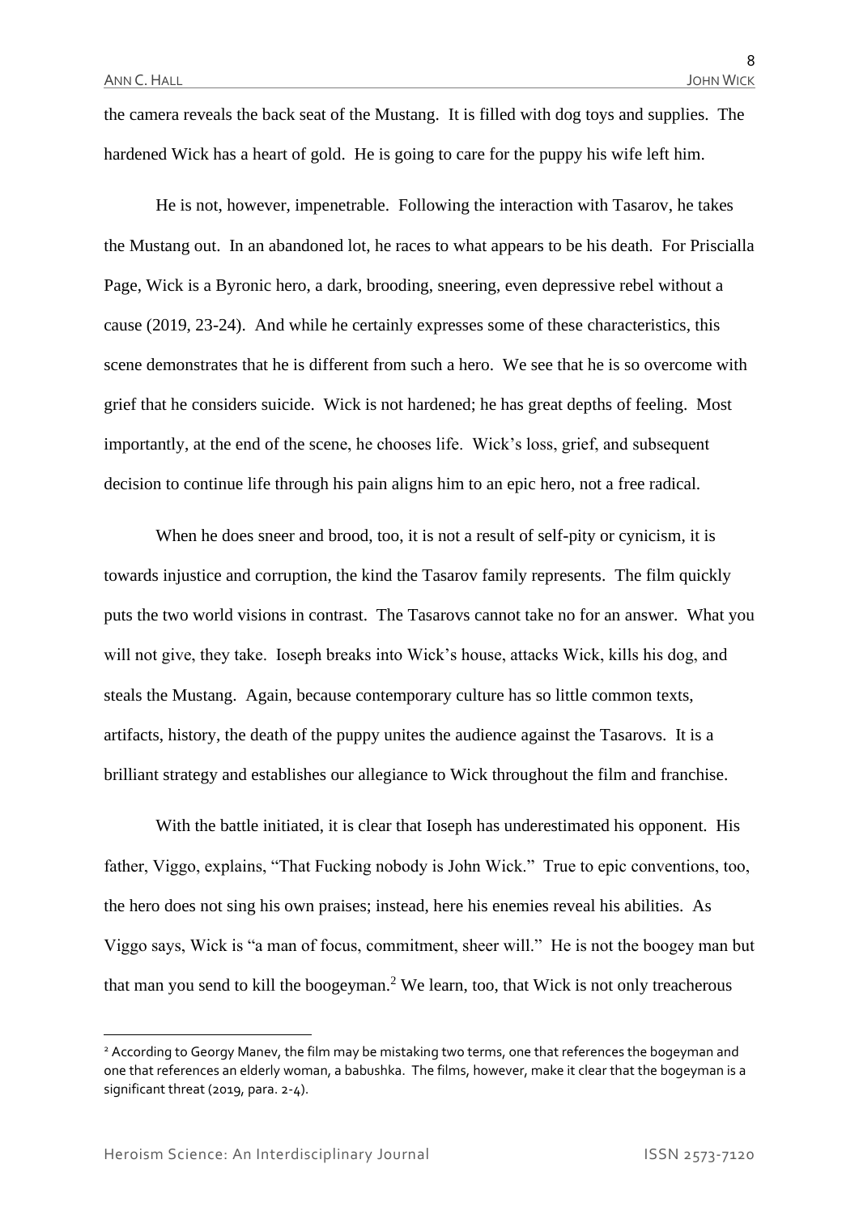the camera reveals the back seat of the Mustang. It is filled with dog toys and supplies. The hardened Wick has a heart of gold. He is going to care for the puppy his wife left him.

He is not, however, impenetrable. Following the interaction with Tasarov, he takes the Mustang out. In an abandoned lot, he races to what appears to be his death. For Priscialla Page, Wick is a Byronic hero, a dark, brooding, sneering, even depressive rebel without a cause (2019, 23-24). And while he certainly expresses some of these characteristics, this scene demonstrates that he is different from such a hero. We see that he is so overcome with grief that he considers suicide. Wick is not hardened; he has great depths of feeling. Most importantly, at the end of the scene, he chooses life. Wick's loss, grief, and subsequent decision to continue life through his pain aligns him to an epic hero, not a free radical.

When he does sneer and brood, too, it is not a result of self-pity or cynicism, it is towards injustice and corruption, the kind the Tasarov family represents. The film quickly puts the two world visions in contrast. The Tasarovs cannot take no for an answer. What you will not give, they take. Ioseph breaks into Wick's house, attacks Wick, kills his dog, and steals the Mustang. Again, because contemporary culture has so little common texts, artifacts, history, the death of the puppy unites the audience against the Tasarovs. It is a brilliant strategy and establishes our allegiance to Wick throughout the film and franchise.

With the battle initiated, it is clear that Ioseph has underestimated his opponent. His father, Viggo, explains, "That Fucking nobody is John Wick." True to epic conventions, too, the hero does not sing his own praises; instead, here his enemies reveal his abilities. As Viggo says, Wick is "a man of focus, commitment, sheer will." He is not the boogey man but that man you send to kill the boogeyman.[2] We learn, too, that Wick is not only treacherous

---

[2] According to Georgy Manev, the film may be mistaking two terms, one that references the bogeyman and one that references an elderly woman, a babushka. The films, however, make it clear that the bogeyman is a significant threat (2019, para. 2-4).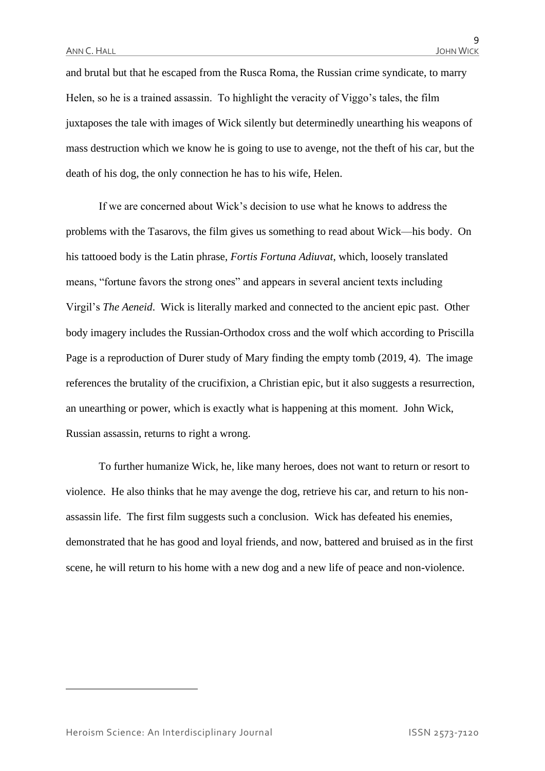and brutal but that he escaped from the Rusca Roma, the Russian crime syndicate, to marry Helen, so he is a trained assassin. To highlight the veracity of Viggo's tales, the film juxtaposes the tale with images of Wick silently but determinedly unearthing his weapons of mass destruction which we know he is going to use to avenge, not the theft of his car, but the death of his dog, the only connection he has to his wife, Helen.

If we are concerned about Wick's decision to use what he knows to address the problems with the Tasarovs, the film gives us something to read about Wick—his body. On his tattooed body is the Latin phrase, *Fortis Fortuna Adiuvat*, which, loosely translated means, "fortune favors the strong ones" and appears in several ancient texts including Virgil's *The Aeneid*. Wick is literally marked and connected to the ancient epic past. Other body imagery includes the Russian-Orthodox cross and the wolf which according to Priscilla Page is a reproduction of Durer study of Mary finding the empty tomb (2019, 4). The image references the brutality of the crucifixion, a Christian epic, but it also suggests a resurrection, an unearthing or power, which is exactly what is happening at this moment. John Wick, Russian assassin, returns to right a wrong.

To further humanize Wick, he, like many heroes, does not want to return or resort to violence. He also thinks that he may avenge the dog, retrieve his car, and return to his non-assassin life. The first film suggests such a conclusion. Wick has defeated his enemies, demonstrated that he has good and loyal friends, and now, battered and bruised as in the first scene, he will return to his home with a new dog and a new life of peace and non-violence.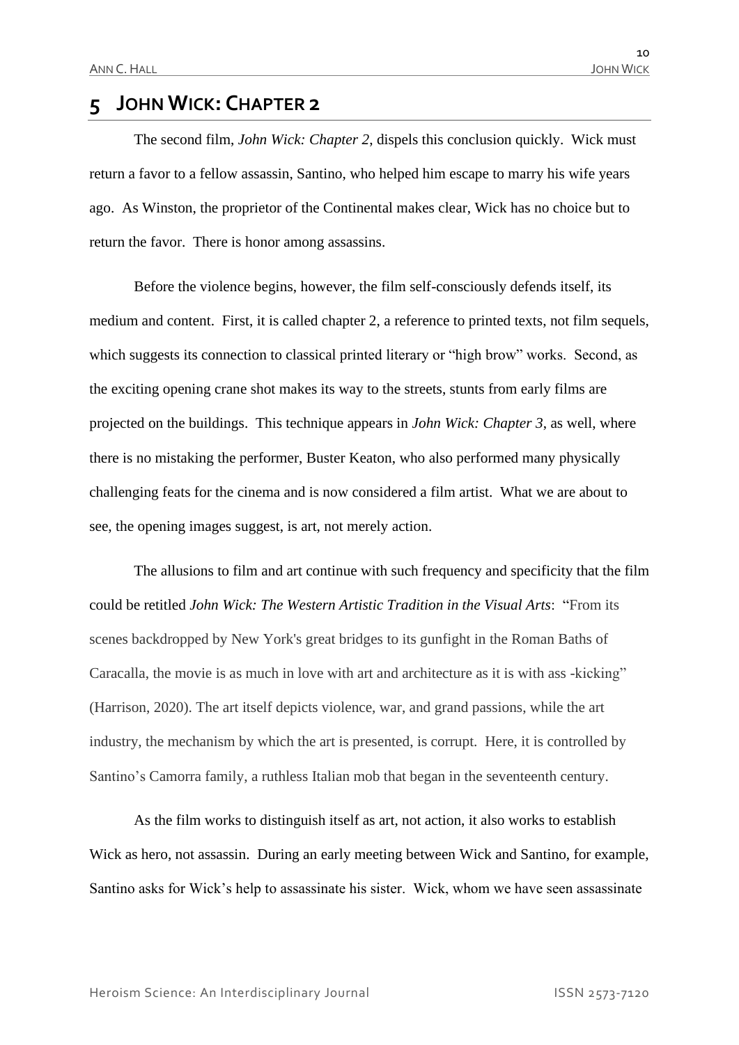## 5 JOHN WICK: CHAPTER 2

The second film, *John Wick: Chapter 2*, dispels this conclusion quickly. Wick must return a favor to a fellow assassin, Santino, who helped him escape to marry his wife years ago. As Winston, the proprietor of the Continental makes clear, Wick has no choice but to return the favor. There is honor among assassins.

Before the violence begins, however, the film self-consciously defends itself, its medium and content. First, it is called chapter 2, a reference to printed texts, not film sequels, which suggests its connection to classical printed literary or "high brow" works. Second, as the exciting opening crane shot makes its way to the streets, stunts from early films are projected on the buildings. This technique appears in *John Wick: Chapter 3*, as well, where there is no mistaking the performer, Buster Keaton, who also performed many physically challenging feats for the cinema and is now considered a film artist. What we are about to see, the opening images suggest, is art, not merely action.

The allusions to film and art continue with such frequency and specificity that the film could be retitled *John Wick: The Western Artistic Tradition in the Visual Arts*: "From its scenes backdropped by New York's great bridges to its gunfight in the Roman Baths of Caracalla, the movie is as much in love with art and architecture as it is with ass -kicking" (Harrison, 2020). The art itself depicts violence, war, and grand passions, while the art industry, the mechanism by which the art is presented, is corrupt. Here, it is controlled by Santino's Camorra family, a ruthless Italian mob that began in the seventeenth century.

As the film works to distinguish itself as art, not action, it also works to establish Wick as hero, not assassin. During an early meeting between Wick and Santino, for example, Santino asks for Wick's help to assassinate his sister. Wick, whom we have seen assassinate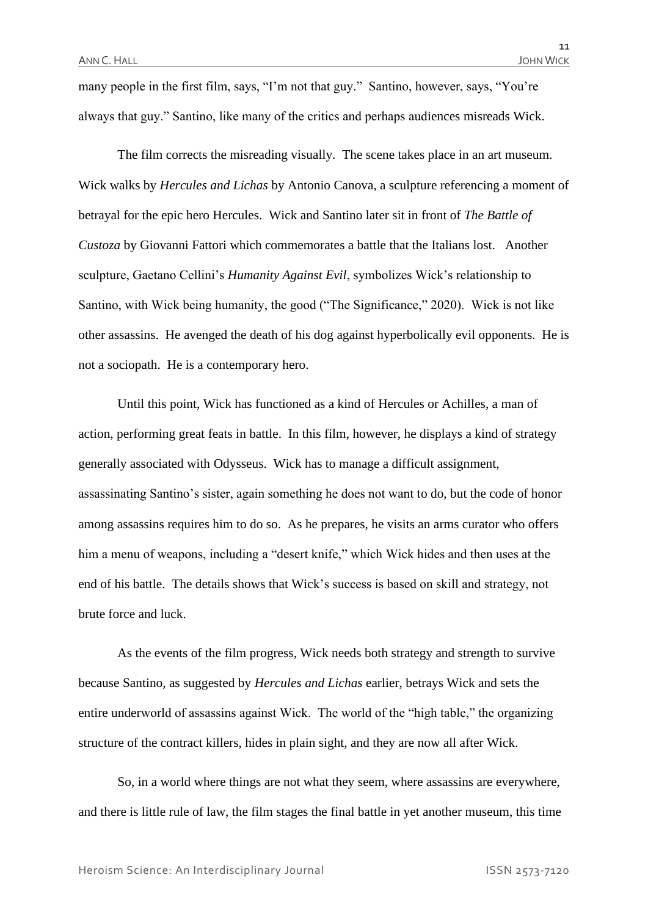many people in the first film, says, "I'm not that guy." Santino, however, says, "You're always that guy." Santino, like many of the critics and perhaps audiences misreads Wick.

The film corrects the misreading visually. The scene takes place in an art museum. Wick walks by *Hercules and Lichas* by Antonio Canova, a sculpture referencing a moment of betrayal for the epic hero Hercules. Wick and Santino later sit in front of *The Battle of Custoza* by Giovanni Fattori which commemorates a battle that the Italians lost. Another sculpture, Gaetano Cellini's *Humanity Against Evil*, symbolizes Wick's relationship to Santino, with Wick being humanity, the good ("The Significance," 2020). Wick is not like other assassins. He avenged the death of his dog against hyperbolically evil opponents. He is not a sociopath. He is a contemporary hero.

Until this point, Wick has functioned as a kind of Hercules or Achilles, a man of action, performing great feats in battle. In this film, however, he displays a kind of strategy generally associated with Odysseus. Wick has to manage a difficult assignment, assassinating Santino's sister, again something he does not want to do, but the code of honor among assassins requires him to do so. As he prepares, he visits an arms curator who offers him a menu of weapons, including a "desert knife," which Wick hides and then uses at the end of his battle. The details shows that Wick's success is based on skill and strategy, not brute force and luck.

As the events of the film progress, Wick needs both strategy and strength to survive because Santino, as suggested by *Hercules and Lichas* earlier, betrays Wick and sets the entire underworld of assassins against Wick. The world of the "high table," the organizing structure of the contract killers, hides in plain sight, and they are now all after Wick.

So, in a world where things are not what they seem, where assassins are everywhere, and there is little rule of law, the film stages the final battle in yet another museum, this time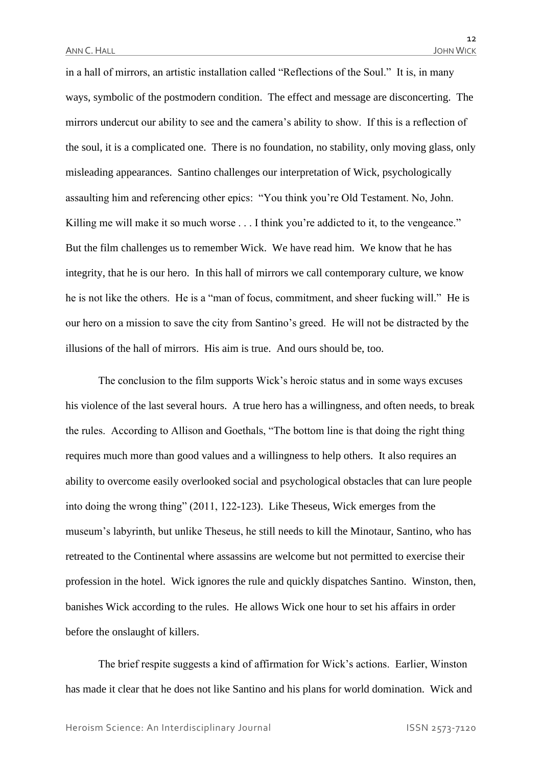in a hall of mirrors, an artistic installation called "Reflections of the Soul." It is, in many ways, symbolic of the postmodern condition. The effect and message are disconcerting. The mirrors undercut our ability to see and the camera's ability to show. If this is a reflection of the soul, it is a complicated one. There is no foundation, no stability, only moving glass, only misleading appearances. Santino challenges our interpretation of Wick, psychologically assaulting him and referencing other epics: "You think you're Old Testament. No, John. Killing me will make it so much worse . . . I think you're addicted to it, to the vengeance." But the film challenges us to remember Wick. We have read him. We know that he has integrity, that he is our hero. In this hall of mirrors we call contemporary culture, we know he is not like the others. He is a "man of focus, commitment, and sheer fucking will." He is our hero on a mission to save the city from Santino's greed. He will not be distracted by the illusions of the hall of mirrors. His aim is true. And ours should be, too.

The conclusion to the film supports Wick's heroic status and in some ways excuses his violence of the last several hours. A true hero has a willingness, and often needs, to break the rules. According to Allison and Goethals, "The bottom line is that doing the right thing requires much more than good values and a willingness to help others. It also requires an ability to overcome easily overlooked social and psychological obstacles that can lure people into doing the wrong thing" (2011, 122-123). Like Theseus, Wick emerges from the museum's labyrinth, but unlike Theseus, he still needs to kill the Minotaur, Santino, who has retreated to the Continental where assassins are welcome but not permitted to exercise their profession in the hotel. Wick ignores the rule and quickly dispatches Santino. Winston, then, banishes Wick according to the rules. He allows Wick one hour to set his affairs in order before the onslaught of killers.

The brief respite suggests a kind of affirmation for Wick's actions. Earlier, Winston has made it clear that he does not like Santino and his plans for world domination. Wick and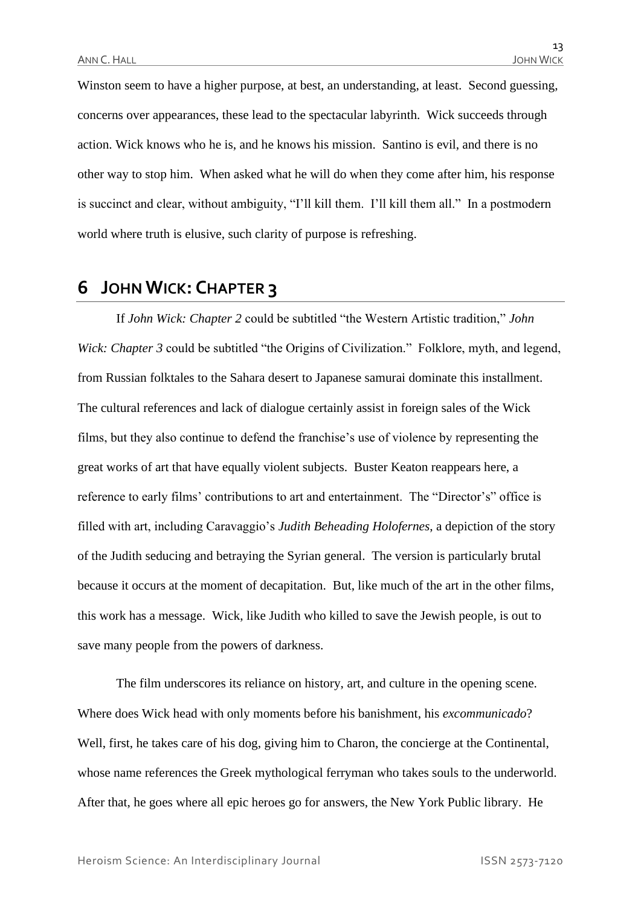Winston seem to have a higher purpose, at best, an understanding, at least. Second guessing, concerns over appearances, these lead to the spectacular labyrinth. Wick succeeds through action. Wick knows who he is, and he knows his mission. Santino is evil, and there is no other way to stop him. When asked what he will do when they come after him, his response is succinct and clear, without ambiguity, "I'll kill them. I'll kill them all." In a postmodern world where truth is elusive, such clarity of purpose is refreshing.

## 6 JOHN WICK: CHAPTER 3

If *John Wick: Chapter 2* could be subtitled "the Western Artistic tradition," *John Wick: Chapter 3* could be subtitled "the Origins of Civilization." Folklore, myth, and legend, from Russian folktales to the Sahara desert to Japanese samurai dominate this installment. The cultural references and lack of dialogue certainly assist in foreign sales of the Wick films, but they also continue to defend the franchise's use of violence by representing the great works of art that have equally violent subjects. Buster Keaton reappears here, a reference to early films' contributions to art and entertainment. The "Director's" office is filled with art, including Caravaggio's *Judith Beheading Holofernes*, a depiction of the story of the Judith seducing and betraying the Syrian general. The version is particularly brutal because it occurs at the moment of decapitation. But, like much of the art in the other films, this work has a message. Wick, like Judith who killed to save the Jewish people, is out to save many people from the powers of darkness.

The film underscores its reliance on history, art, and culture in the opening scene. Where does Wick head with only moments before his banishment, his *excommunicado*? Well, first, he takes care of his dog, giving him to Charon, the concierge at the Continental, whose name references the Greek mythological ferryman who takes souls to the underworld. After that, he goes where all epic heroes go for answers, the New York Public library. He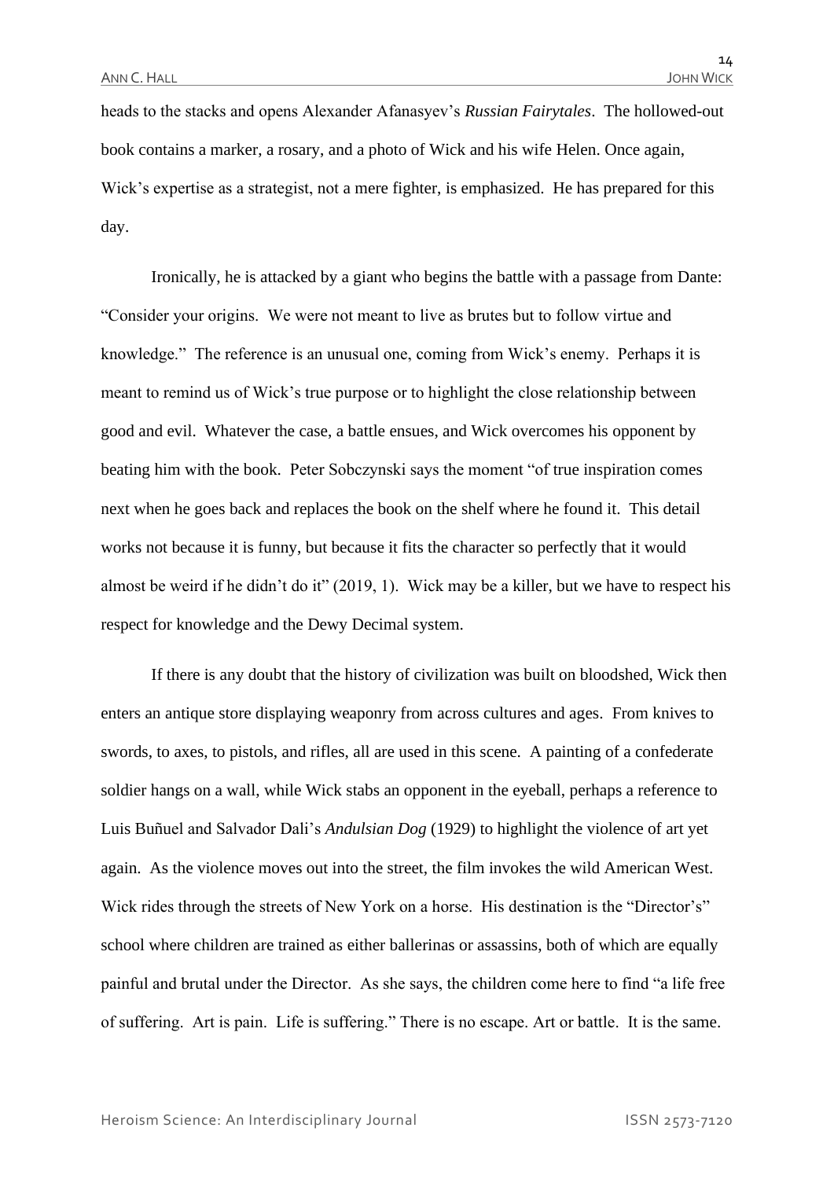heads to the stacks and opens Alexander Afanasyev's *Russian Fairytales*. The hollowed-out book contains a marker, a rosary, and a photo of Wick and his wife Helen. Once again, Wick's expertise as a strategist, not a mere fighter, is emphasized. He has prepared for this day.

Ironically, he is attacked by a giant who begins the battle with a passage from Dante: "Consider your origins. We were not meant to live as brutes but to follow virtue and knowledge." The reference is an unusual one, coming from Wick's enemy. Perhaps it is meant to remind us of Wick's true purpose or to highlight the close relationship between good and evil. Whatever the case, a battle ensues, and Wick overcomes his opponent by beating him with the book. Peter Sobczynski says the moment "of true inspiration comes next when he goes back and replaces the book on the shelf where he found it. This detail works not because it is funny, but because it fits the character so perfectly that it would almost be weird if he didn't do it" (2019, 1). Wick may be a killer, but we have to respect his respect for knowledge and the Dewy Decimal system.

If there is any doubt that the history of civilization was built on bloodshed, Wick then enters an antique store displaying weaponry from across cultures and ages. From knives to swords, to axes, to pistols, and rifles, all are used in this scene. A painting of a confederate soldier hangs on a wall, while Wick stabs an opponent in the eyeball, perhaps a reference to Luis Buñuel and Salvador Dali's *Andulsian Dog* (1929) to highlight the violence of art yet again. As the violence moves out into the street, the film invokes the wild American West. Wick rides through the streets of New York on a horse. His destination is the "Director's" school where children are trained as either ballerinas or assassins, both of which are equally painful and brutal under the Director. As she says, the children come here to find "a life free of suffering. Art is pain. Life is suffering." There is no escape. Art or battle. It is the same.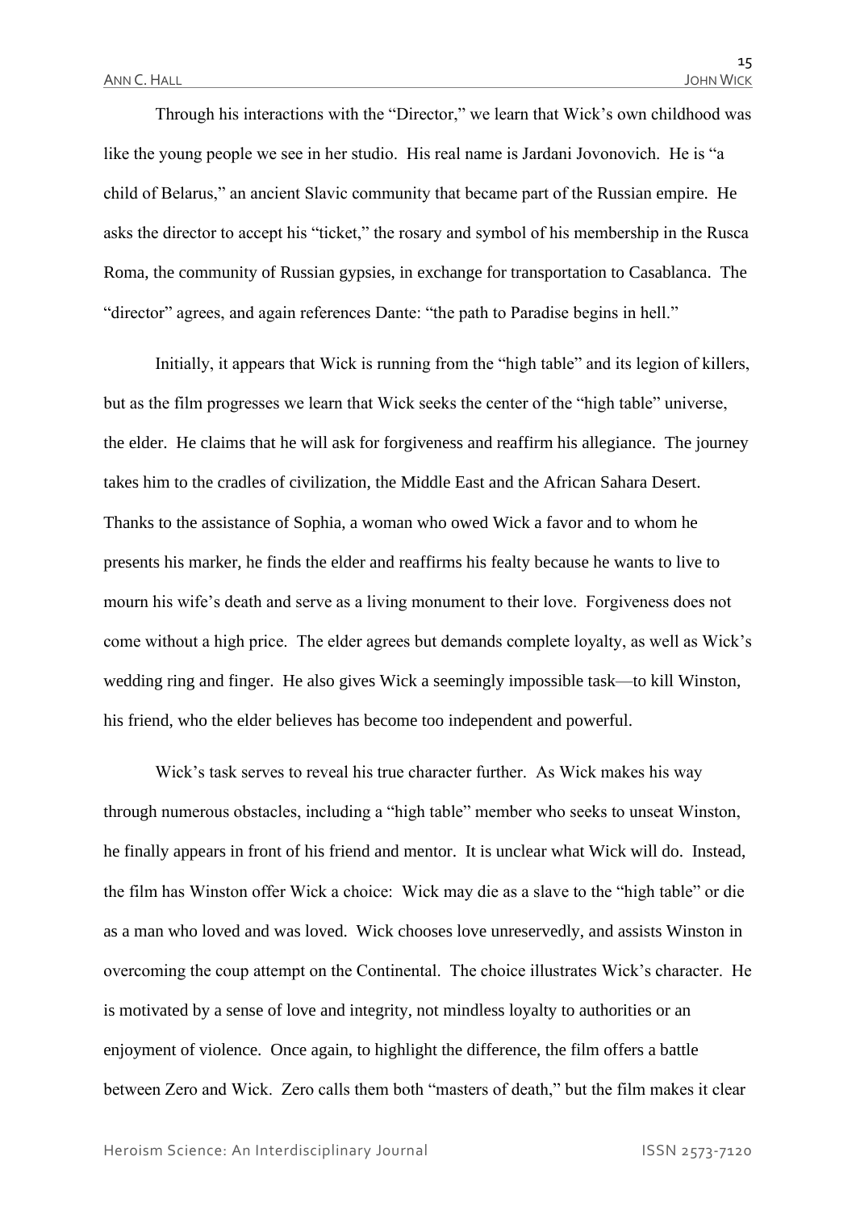Through his interactions with the "Director," we learn that Wick's own childhood was like the young people we see in her studio. His real name is Jardani Jovonovich. He is "a child of Belarus," an ancient Slavic community that became part of the Russian empire. He asks the director to accept his "ticket," the rosary and symbol of his membership in the Rusca Roma, the community of Russian gypsies, in exchange for transportation to Casablanca. The "director" agrees, and again references Dante: "the path to Paradise begins in hell."

Initially, it appears that Wick is running from the "high table" and its legion of killers, but as the film progresses we learn that Wick seeks the center of the "high table" universe, the elder. He claims that he will ask for forgiveness and reaffirm his allegiance. The journey takes him to the cradles of civilization, the Middle East and the African Sahara Desert. Thanks to the assistance of Sophia, a woman who owed Wick a favor and to whom he presents his marker, he finds the elder and reaffirms his fealty because he wants to live to mourn his wife's death and serve as a living monument to their love. Forgiveness does not come without a high price. The elder agrees but demands complete loyalty, as well as Wick's wedding ring and finger. He also gives Wick a seemingly impossible task—to kill Winston, his friend, who the elder believes has become too independent and powerful.

Wick's task serves to reveal his true character further. As Wick makes his way through numerous obstacles, including a "high table" member who seeks to unseat Winston, he finally appears in front of his friend and mentor. It is unclear what Wick will do. Instead, the film has Winston offer Wick a choice: Wick may die as a slave to the "high table" or die as a man who loved and was loved. Wick chooses love unreservedly, and assists Winston in overcoming the coup attempt on the Continental. The choice illustrates Wick's character. He is motivated by a sense of love and integrity, not mindless loyalty to authorities or an enjoyment of violence. Once again, to highlight the difference, the film offers a battle between Zero and Wick. Zero calls them both "masters of death," but the film makes it clear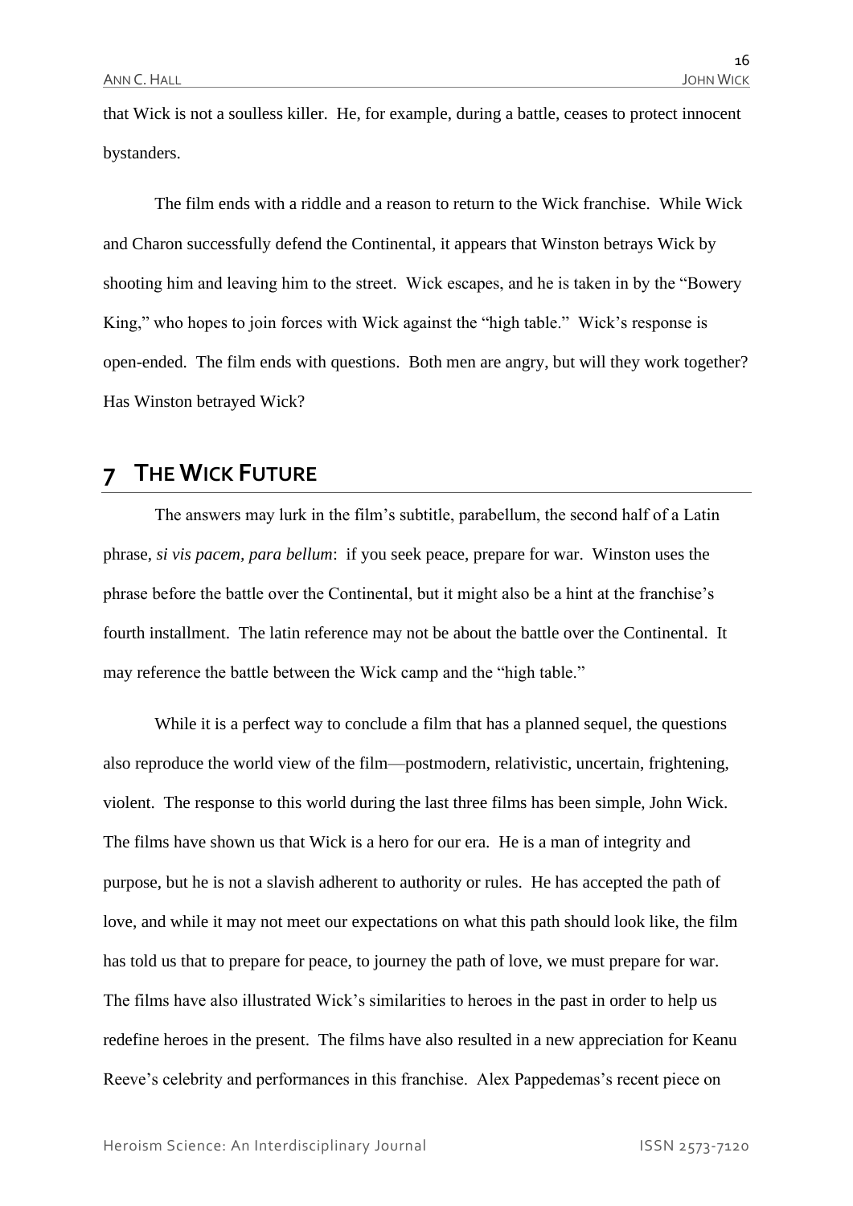that Wick is not a soulless killer. He, for example, during a battle, ceases to protect innocent bystanders.

The film ends with a riddle and a reason to return to the Wick franchise. While Wick and Charon successfully defend the Continental, it appears that Winston betrays Wick by shooting him and leaving him to the street. Wick escapes, and he is taken in by the "Bowery King," who hopes to join forces with Wick against the "high table." Wick's response is open-ended. The film ends with questions. Both men are angry, but will they work together? Has Winston betrayed Wick?

## 7 The Wick Future

The answers may lurk in the film's subtitle, parabellum, the second half of a Latin phrase, *si vis pacem, para bellum*: if you seek peace, prepare for war. Winston uses the phrase before the battle over the Continental, but it might also be a hint at the franchise's fourth installment. The latin reference may not be about the battle over the Continental. It may reference the battle between the Wick camp and the "high table."

While it is a perfect way to conclude a film that has a planned sequel, the questions also reproduce the world view of the film—postmodern, relativistic, uncertain, frightening, violent. The response to this world during the last three films has been simple, John Wick. The films have shown us that Wick is a hero for our era. He is a man of integrity and purpose, but he is not a slavish adherent to authority or rules. He has accepted the path of love, and while it may not meet our expectations on what this path should look like, the film has told us that to prepare for peace, to journey the path of love, we must prepare for war. The films have also illustrated Wick's similarities to heroes in the past in order to help us redefine heroes in the present. The films have also resulted in a new appreciation for Keanu Reeve's celebrity and performances in this franchise. Alex Pappedemas's recent piece on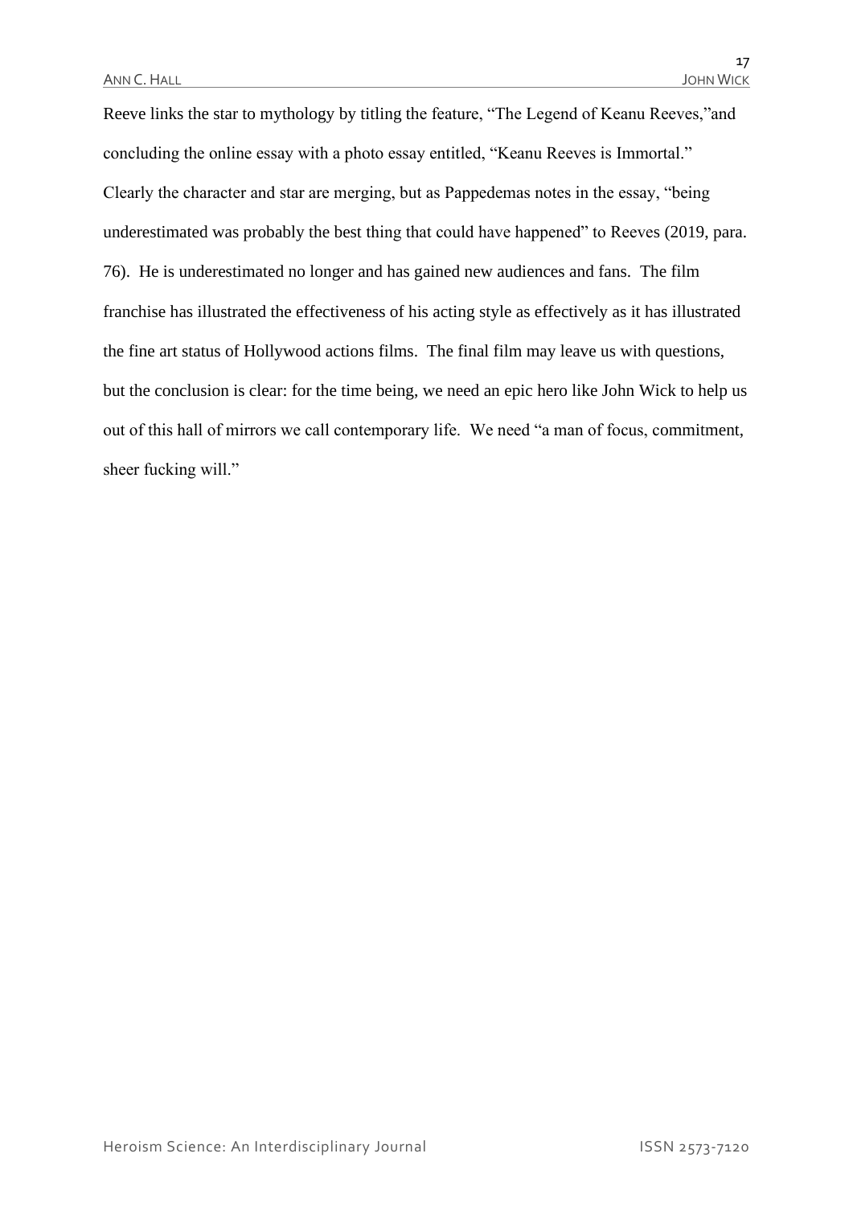Reeve links the star to mythology by titling the feature, "The Legend of Keanu Reeves,"and concluding the online essay with a photo essay entitled, "Keanu Reeves is Immortal." Clearly the character and star are merging, but as Pappedemas notes in the essay, "being underestimated was probably the best thing that could have happened" to Reeves (2019, para. 76). He is underestimated no longer and has gained new audiences and fans. The film franchise has illustrated the effectiveness of his acting style as effectively as it has illustrated the fine art status of Hollywood actions films. The final film may leave us with questions, but the conclusion is clear: for the time being, we need an epic hero like John Wick to help us out of this hall of mirrors we call contemporary life. We need "a man of focus, commitment, sheer fucking will."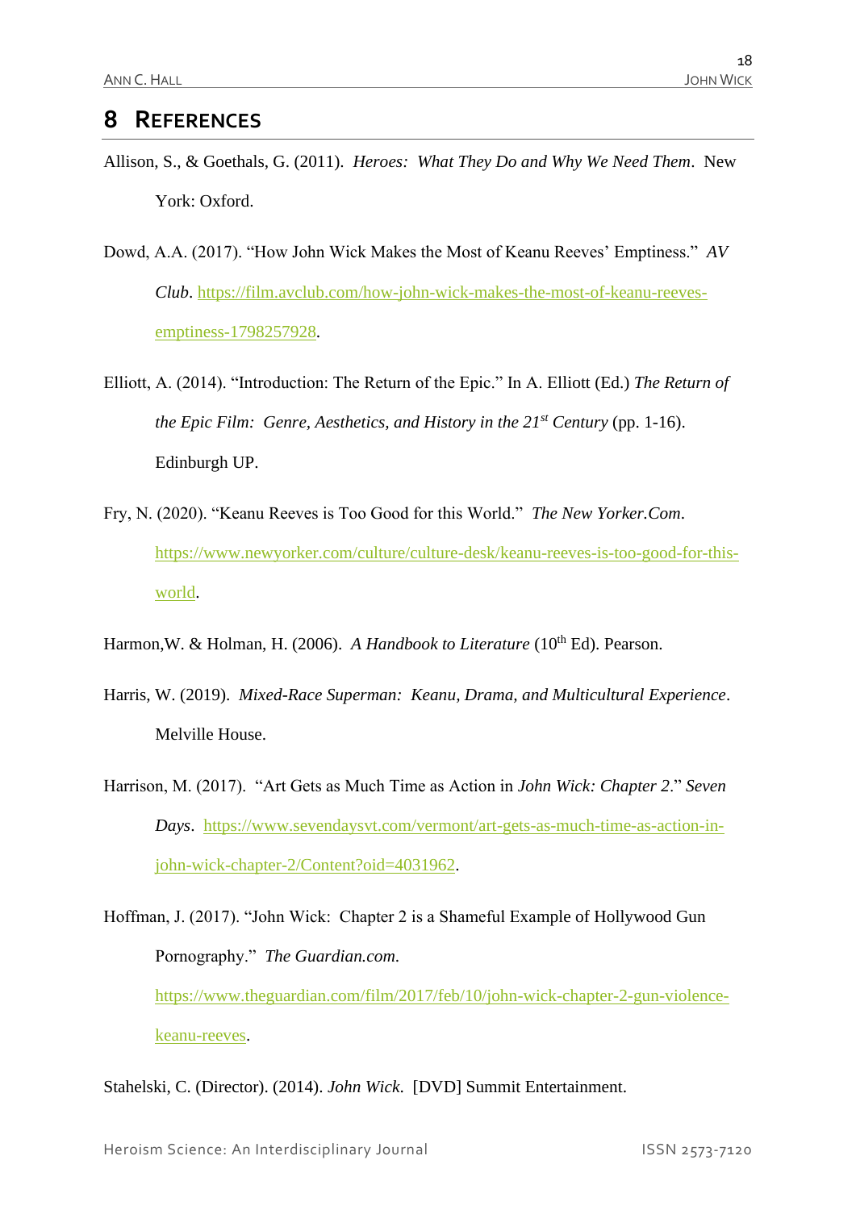# 8 References

Allison, S., & Goethals, G. (2011). *Heroes: What They Do and Why We Need Them*. New York: Oxford.

Dowd, A.A. (2017). "How John Wick Makes the Most of Keanu Reeves' Emptiness." *AV Club*. https://film.avclub.com/how-john-wick-makes-the-most-of-keanu-reeves-emptiness-1798257928.

Elliott, A. (2014). "Introduction: The Return of the Epic." In A. Elliott (Ed.) *The Return of the Epic Film: Genre, Aesthetics, and History in the 21st Century* (pp. 1-16). Edinburgh UP.

Fry, N. (2020). "Keanu Reeves is Too Good for this World." *The New Yorker.Com*. https://www.newyorker.com/culture/culture-desk/keanu-reeves-is-too-good-for-this-world.

Harmon,W. & Holman, H. (2006). *A Handbook to Literature* (10th Ed). Pearson.

Harris, W. (2019). *Mixed-Race Superman: Keanu, Drama, and Multicultural Experience*. Melville House.

Harrison, M. (2017). "Art Gets as Much Time as Action in *John Wick: Chapter 2*." *Seven Days*. https://www.sevendaysvt.com/vermont/art-gets-as-much-time-as-action-in-john-wick-chapter-2/Content?oid=4031962.

Hoffman, J. (2017). "John Wick: Chapter 2 is a Shameful Example of Hollywood Gun Pornography." *The Guardian.com*. https://www.theguardian.com/film/2017/feb/10/john-wick-chapter-2-gun-violence-keanu-reeves.

Stahelski, C. (Director). (2014). *John Wick*. [DVD] Summit Entertainment.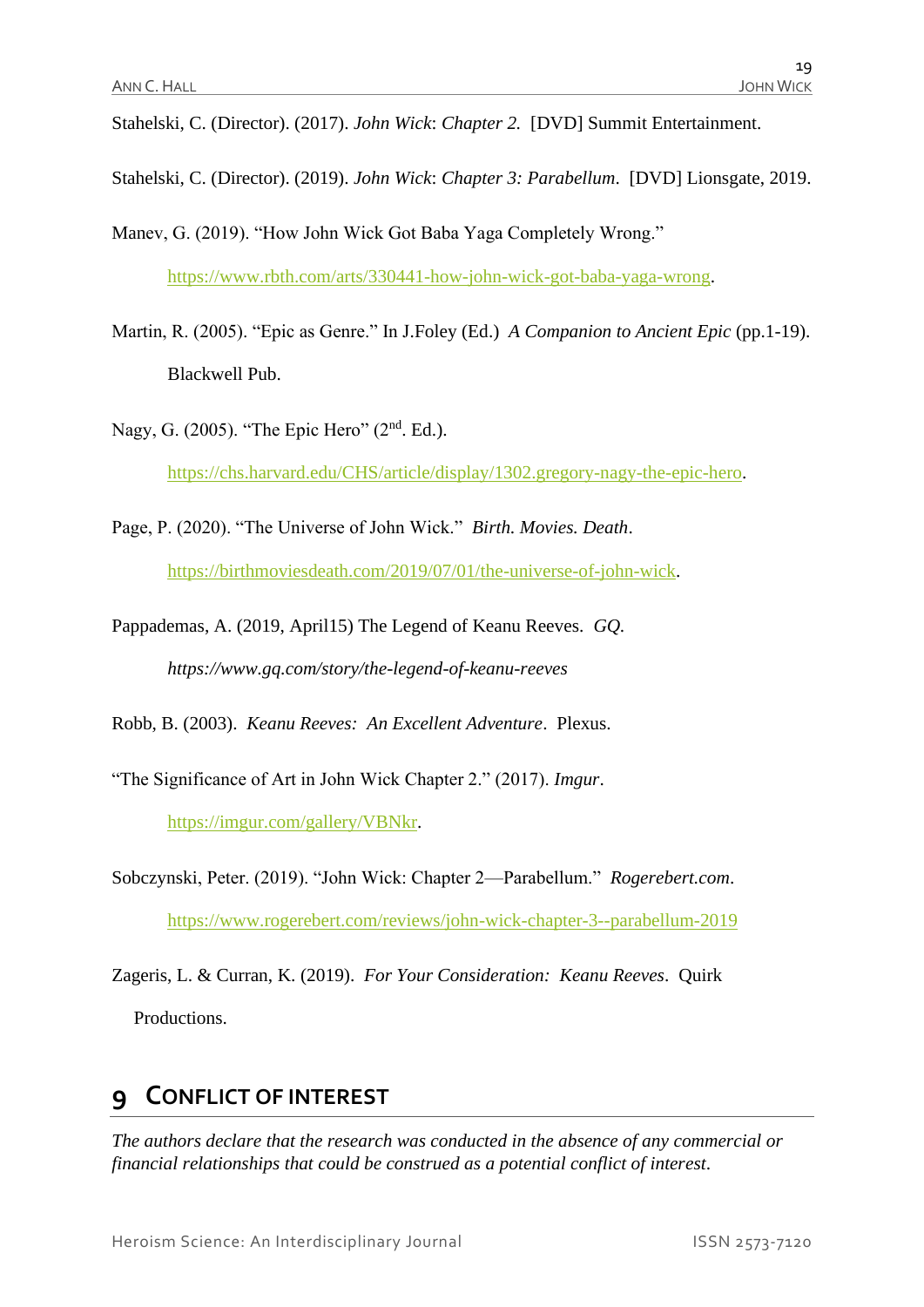Stahelski, C. (Director). (2017). *John Wick*: *Chapter 2.* [DVD] Summit Entertainment.

Stahelski, C. (Director). (2019). *John Wick*: *Chapter 3: Parabellum*. [DVD] Lionsgate, 2019.

Manev, G. (2019). "How John Wick Got Baba Yaga Completely Wrong."
https://www.rbth.com/arts/330441-how-john-wick-got-baba-yaga-wrong.

Martin, R. (2005). "Epic as Genre." In J.Foley (Ed.) *A Companion to Ancient Epic* (pp.1-19). Blackwell Pub.

Nagy, G. (2005). "The Epic Hero" (2nd. Ed.).
https://chs.harvard.edu/CHS/article/display/1302.gregory-nagy-the-epic-hero.

Page, P. (2020). "The Universe of John Wick." *Birth. Movies. Death*.
https://birthmoviesdeath.com/2019/07/01/the-universe-of-john-wick.

Pappademas, A. (2019, April15) The Legend of Keanu Reeves. *GQ.*
*https://www.gq.com/story/the-legend-of-keanu-reeves*

Robb, B. (2003). *Keanu Reeves: An Excellent Adventure*. Plexus.

"The Significance of Art in John Wick Chapter 2." (2017). *Imgur*.
https://imgur.com/gallery/VBNkr.

Sobczynski, Peter. (2019). "John Wick: Chapter 2—Parabellum." *Rogerebert.com*.
https://www.rogerebert.com/reviews/john-wick-chapter-3--parabellum-2019

Zageris, L. & Curran, K. (2019). *For Your Consideration: Keanu Reeves*. Quirk Productions.

# 9 CONFLICT OF INTEREST

*The authors declare that the research was conducted in the absence of any commercial or financial relationships that could be construed as a potential conflict of interest.*